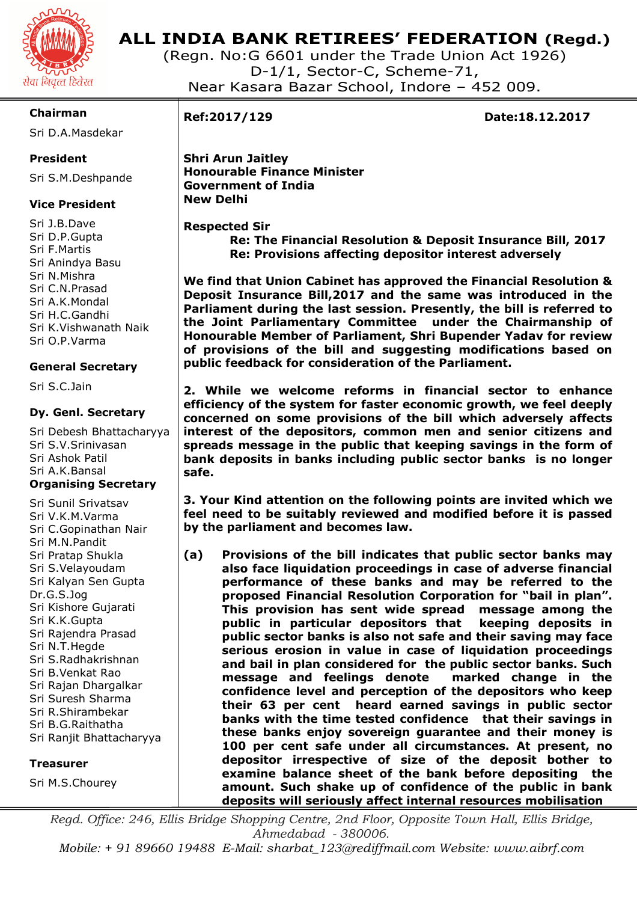# ALL INDIA BANK RETIREES' FEDERATION (Regd.)

(Regn. No:G 6601 under the Trade Union Act 1926)
D-1/1, Sector-C, Scheme-71,
Near Kasara Bazar School, Indore – 452 009.

सेवा निवृत्त हितरत

**Chairman**

Sri D.A.Masdekar

**President**

Sri S.M.Deshpande

**Vice President**

Sri J.B.Dave
Sri D.P.Gupta
Sri F.Martis
Sri Anindya Basu
Sri N.Mishra
Sri C.N.Prasad
Sri A.K.Mondal
Sri H.C.Gandhi
Sri K.Vishwanath Naik
Sri O.P.Varma

**General Secretary**

Sri S.C.Jain

**Dy. Genl. Secretary**

Sri Debesh Bhattacharyya
Sri S.V.Srinivasan
Sri Ashok Patil
Sri A.K.Bansal

**Organising Secretary**

Sri Sunil Srivatsav
Sri V.K.M.Varma
Sri C.Gopinathan Nair
Sri M.N.Pandit
Sri Pratap Shukla
Sri S.Velayoudam
Sri Kalyan Sen Gupta
Dr.G.S.Jog
Sri Kishore Gujarati
Sri K.K.Gupta
Sri Rajendra Prasad
Sri N.T.Hegde
Sri S.Radhakrishnan
Sri B.Venkat Rao
Sri Rajan Dhargalkar
Sri Suresh Sharma
Sri R.Shirambekar
Sri B.G.Raithatha
Sri Ranjit Bhattacharyya

**Treasurer**

Sri M.S.Chourey

---

**Ref:2017/129** **Date:18.12.2017**

**Shri Arun Jaitley**
**Honourable Finance Minister**
**Government of India**
**New Delhi**

**Respected Sir**

**Re: The Financial Resolution & Deposit Insurance Bill, 2017**
**Re: Provisions affecting depositor interest adversely**

**We find that Union Cabinet has approved the Financial Resolution & Deposit Insurance Bill,2017 and the same was introduced in the Parliament during the last session. Presently, the bill is referred to the Joint Parliamentary Committee under the Chairmanship of Honourable Member of Parliament, Shri Bupender Yadav for review of provisions of the bill and suggesting modifications based on public feedback for consideration of the Parliament.**

**2. While we welcome reforms in financial sector to enhance efficiency of the system for faster economic growth, we feel deeply concerned on some provisions of the bill which adversely affects interest of the depositors, common men and senior citizens and spreads message in the public that keeping savings in the form of bank deposits in banks including public sector banks is no longer safe.**

**3. Your Kind attention on the following points are invited which we feel need to be suitably reviewed and modified before it is passed by the parliament and becomes law.**

**(a) Provisions of the bill indicates that public sector banks may also face liquidation proceedings in case of adverse financial performance of these banks and may be referred to the proposed Financial Resolution Corporation for "bail in plan". This provision has sent wide spread message among the public in particular depositors that keeping deposits in public sector banks is also not safe and their saving may face serious erosion in value in case of liquidation proceedings and bail in plan considered for the public sector banks. Such message and feelings denote marked change in the confidence level and perception of the depositors who keep their 63 per cent heard earned savings in public sector banks with the time tested confidence that their savings in these banks enjoy sovereign guarantee and their money is 100 per cent safe under all circumstances. At present, no depositor irrespective of size of the deposit bother to examine balance sheet of the bank before depositing the amount. Such shake up of confidence of the public in bank deposits will seriously affect internal resources mobilisation**

*Regd. Office: 246, Ellis Bridge Shopping Centre, 2nd Floor, Opposite Town Hall, Ellis Bridge, Ahmedabad - 380006.*
*Mobile: + 91 89660 19488 E-Mail: sharbat_123@rediffmail.com Website: www.aibrf.com*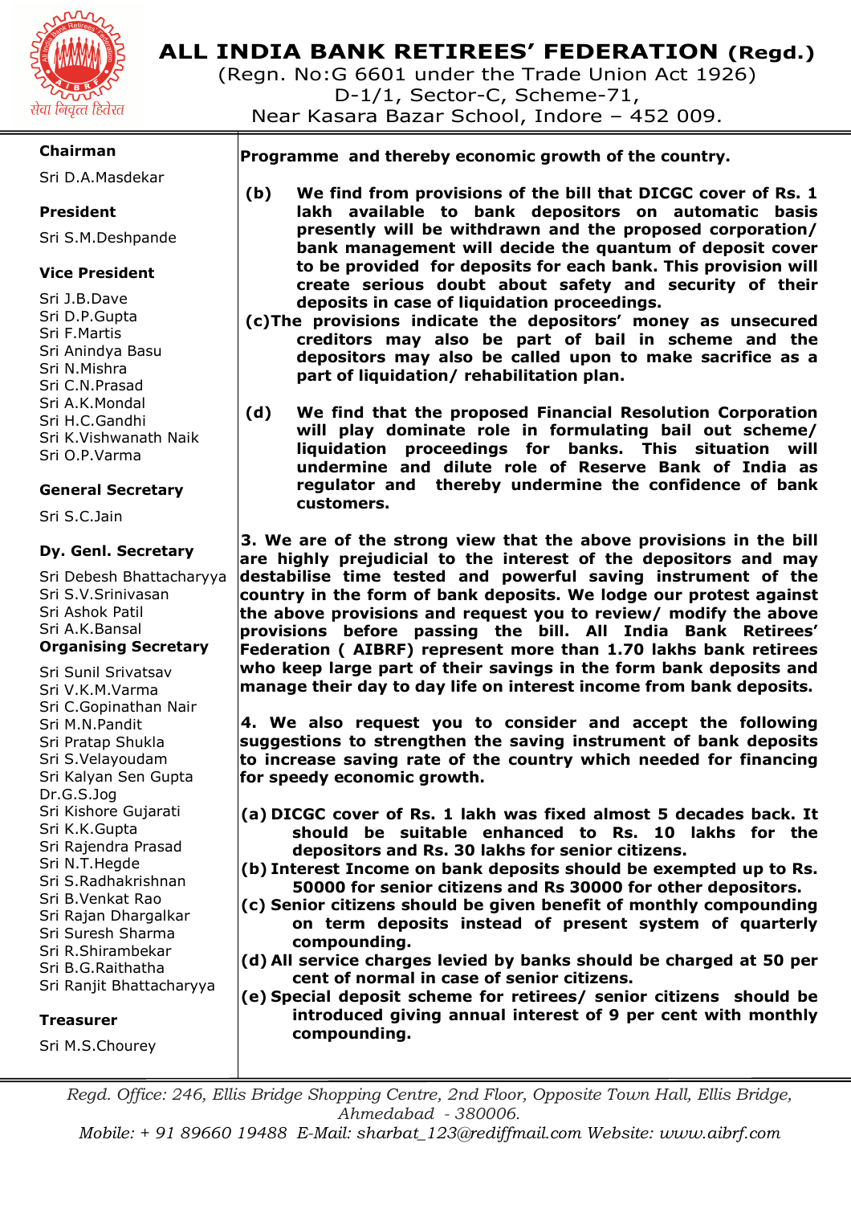# ALL INDIA BANK RETIREES' FEDERATION (Regd.)

(Regn. No:G 6601 under the Trade Union Act 1926)
D-1/1, Sector-C, Scheme-71,
Near Kasara Bazar School, Indore – 452 009.

सेवा निवृत्त हितरत

**Chairman**
Sri D.A.Masdekar

**President**
Sri S.M.Deshpande

**Vice President**
Sri J.B.Dave
Sri D.P.Gupta
Sri F.Martis
Sri Anindya Basu
Sri N.Mishra
Sri C.N.Prasad
Sri A.K.Mondal
Sri H.C.Gandhi
Sri K.Vishwanath Naik
Sri O.P.Varma

**General Secretary**
Sri S.C.Jain

**Dy. Genl. Secretary**
Sri Debesh Bhattacharyya
Sri S.V.Srinivasan
Sri Ashok Patil
Sri A.K.Bansal

**Organising Secretary**
Sri Sunil Srivatsav
Sri V.K.M.Varma
Sri C.Gopinathan Nair
Sri M.N.Pandit
Sri Pratap Shukla
Sri S.Velayoudam
Sri Kalyan Sen Gupta
Dr.G.S.Jog
Sri Kishore Gujarati
Sri K.K.Gupta
Sri Rajendra Prasad
Sri N.T.Hegde
Sri S.Radhakrishnan
Sri B.Venkat Rao
Sri Rajan Dhargalkar
Sri Suresh Sharma
Sri R.Shirambekar
Sri B.G.Raithatha
Sri Ranjit Bhattacharyya

**Treasurer**
Sri M.S.Chourey

---

**Programme and thereby economic growth of the country.**

**(b) We find from provisions of the bill that DICGC cover of Rs. 1 lakh available to bank depositors on automatic basis presently will be withdrawn and the proposed corporation/ bank management will decide the quantum of deposit cover to be provided for deposits for each bank. This provision will create serious doubt about safety and security of their deposits in case of liquidation proceedings.**

**(c) The provisions indicate the depositors' money as unsecured creditors may also be part of bail in scheme and the depositors may also be called upon to make sacrifice as a part of liquidation/ rehabilitation plan.**

**(d) We find that the proposed Financial Resolution Corporation will play dominate role in formulating bail out scheme/ liquidation proceedings for banks. This situation will undermine and dilute role of Reserve Bank of India as regulator and thereby undermine the confidence of bank customers.**

**3. We are of the strong view that the above provisions in the bill are highly prejudicial to the interest of the depositors and may destabilise time tested and powerful saving instrument of the country in the form of bank deposits. We lodge our protest against the above provisions and request you to review/ modify the above provisions before passing the bill. All India Bank Retirees' Federation ( AIBRF) represent more than 1.70 lakhs bank retirees who keep large part of their savings in the form bank deposits and manage their day to day life on interest income from bank deposits.**

**4. We also request you to consider and accept the following suggestions to strengthen the saving instrument of bank deposits to increase saving rate of the country which needed for financing for speedy economic growth.**

**(a) DICGC cover of Rs. 1 lakh was fixed almost 5 decades back. It should be suitable enhanced to Rs. 10 lakhs for the depositors and Rs. 30 lakhs for senior citizens.**

**(b) Interest Income on bank deposits should be exempted up to Rs. 50000 for senior citizens and Rs 30000 for other depositors.**

**(c) Senior citizens should be given benefit of monthly compounding on term deposits instead of present system of quarterly compounding.**

**(d) All service charges levied by banks should be charged at 50 per cent of normal in case of senior citizens.**

**(e) Special deposit scheme for retirees/ senior citizens should be introduced giving annual interest of 9 per cent with monthly compounding.**

---

*Regd. Office: 246, Ellis Bridge Shopping Centre, 2nd Floor, Opposite Town Hall, Ellis Bridge, Ahmedabad - 380006.*
*Mobile: + 91 89660 19488 E-Mail: sharbat_123@rediffmail.com Website: www.aibrf.com*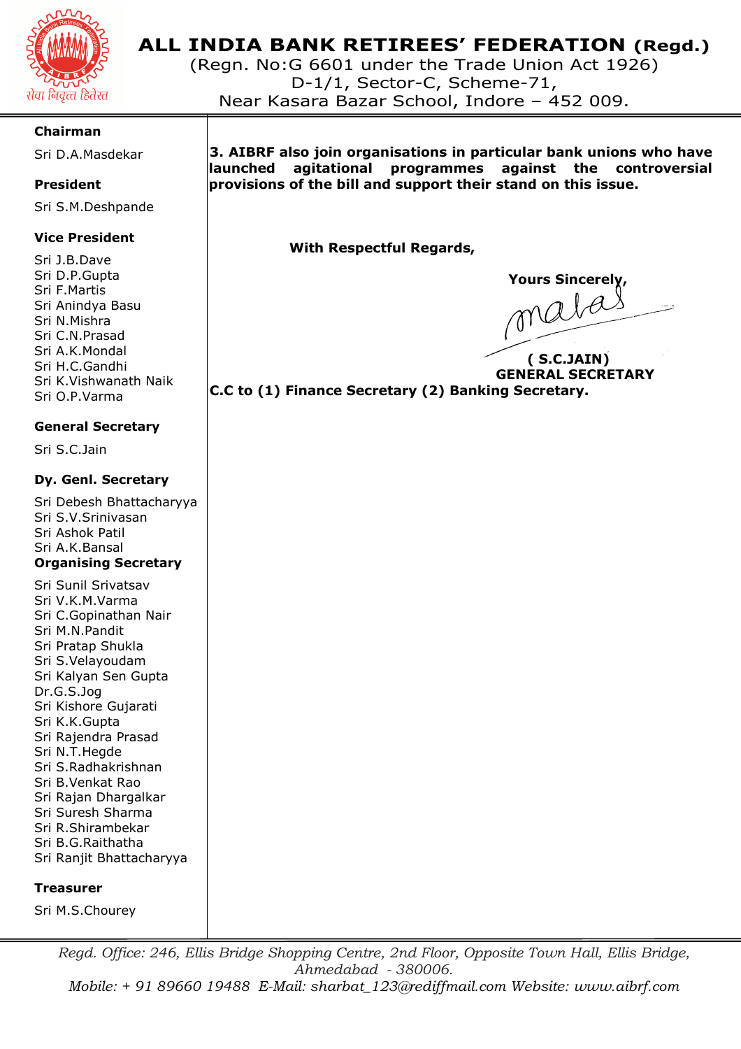# ALL INDIA BANK RETIREES' FEDERATION (Regd.)

(Regn. No:G 6601 under the Trade Union Act 1926)
D-1/1, Sector-C, Scheme-71,
Near Kasara Bazar School, Indore – 452 009.

**Chairman**

Sri D.A.Masdekar

**President**

Sri S.M.Deshpande

**Vice President**

Sri J.B.Dave
Sri D.P.Gupta
Sri F.Martis
Sri Anindya Basu
Sri N.Mishra
Sri C.N.Prasad
Sri A.K.Mondal
Sri H.C.Gandhi
Sri K.Vishwanath Naik
Sri O.P.Varma

**General Secretary**

Sri S.C.Jain

**Dy. Genl. Secretary**

Sri Debesh Bhattacharyya
Sri S.V.Srinivasan
Sri Ashok Patil
Sri A.K.Bansal

**Organising Secretary**

Sri Sunil Srivatsav
Sri V.K.M.Varma
Sri C.Gopinathan Nair
Sri M.N.Pandit
Sri Pratap Shukla
Sri S.Velayoudam
Sri Kalyan Sen Gupta
Dr.G.S.Jog
Sri Kishore Gujarati
Sri K.K.Gupta
Sri Rajendra Prasad
Sri N.T.Hegde
Sri S.Radhakrishnan
Sri B.Venkat Rao
Sri Rajan Dhargalkar
Sri Suresh Sharma
Sri R.Shirambekar
Sri B.G.Raithatha
Sri Ranjit Bhattacharyya

**Treasurer**

Sri M.S.Chourey

**3. AIBRF also join organisations in particular bank unions who have launched agitational programmes against the controversial provisions of the bill and support their stand on this issue.**

**With Respectful Regards,**

**Yours Sincerely,**

**( S.C.JAIN)**
**GENERAL SECRETARY**

**C.C to (1) Finance Secretary (2) Banking Secretary.**

*Regd. Office: 246, Ellis Bridge Shopping Centre, 2nd Floor, Opposite Town Hall, Ellis Bridge, Ahmedabad - 380006.*
*Mobile: + 91 89660 19488 E-Mail: sharbat_123@rediffmail.com Website: www.aibrf.com*